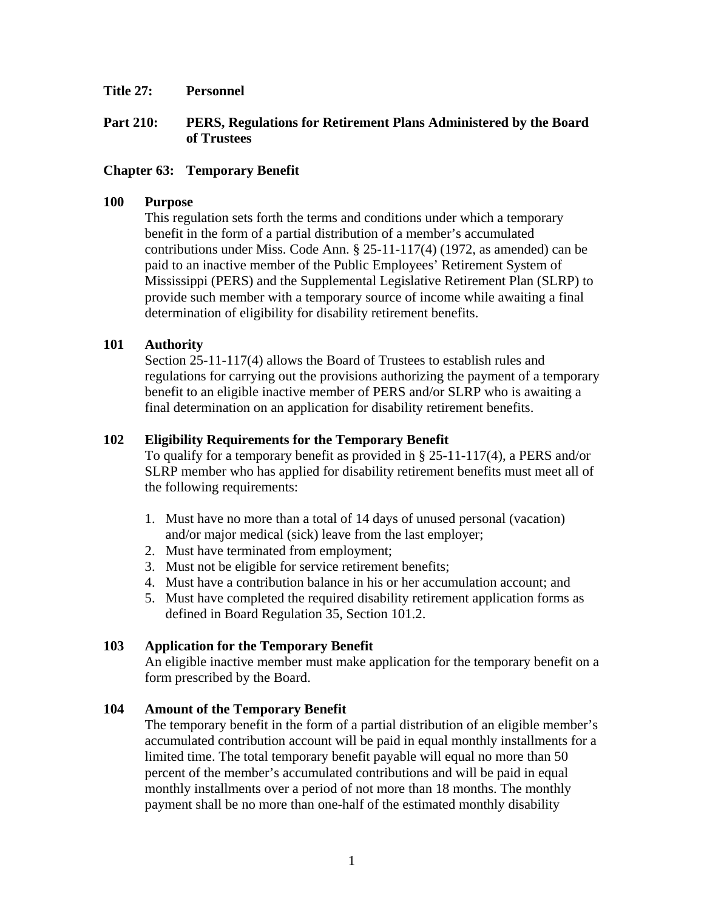**Title 27: Personnel**

**Part 210: PERS, Regulations for Retirement Plans Administered by the Board of Trustees**

**Chapter 63: Temporary Benefit**

## 100 Purpose

This regulation sets forth the terms and conditions under which a temporary benefit in the form of a partial distribution of a member's accumulated contributions under Miss. Code Ann. § 25-11-117(4) (1972, as amended) can be paid to an inactive member of the Public Employees' Retirement System of Mississippi (PERS) and the Supplemental Legislative Retirement Plan (SLRP) to provide such member with a temporary source of income while awaiting a final determination of eligibility for disability retirement benefits.

## 101 Authority

Section 25-11-117(4) allows the Board of Trustees to establish rules and regulations for carrying out the provisions authorizing the payment of a temporary benefit to an eligible inactive member of PERS and/or SLRP who is awaiting a final determination on an application for disability retirement benefits.

## 102 Eligibility Requirements for the Temporary Benefit

To qualify for a temporary benefit as provided in § 25-11-117(4), a PERS and/or SLRP member who has applied for disability retirement benefits must meet all of the following requirements:

1. Must have no more than a total of 14 days of unused personal (vacation) and/or major medical (sick) leave from the last employer;
2. Must have terminated from employment;
3. Must not be eligible for service retirement benefits;
4. Must have a contribution balance in his or her accumulation account; and
5. Must have completed the required disability retirement application forms as defined in Board Regulation 35, Section 101.2.

## 103 Application for the Temporary Benefit

An eligible inactive member must make application for the temporary benefit on a form prescribed by the Board.

## 104 Amount of the Temporary Benefit

The temporary benefit in the form of a partial distribution of an eligible member's accumulated contribution account will be paid in equal monthly installments for a limited time. The total temporary benefit payable will equal no more than 50 percent of the member's accumulated contributions and will be paid in equal monthly installments over a period of not more than 18 months. The monthly payment shall be no more than one-half of the estimated monthly disability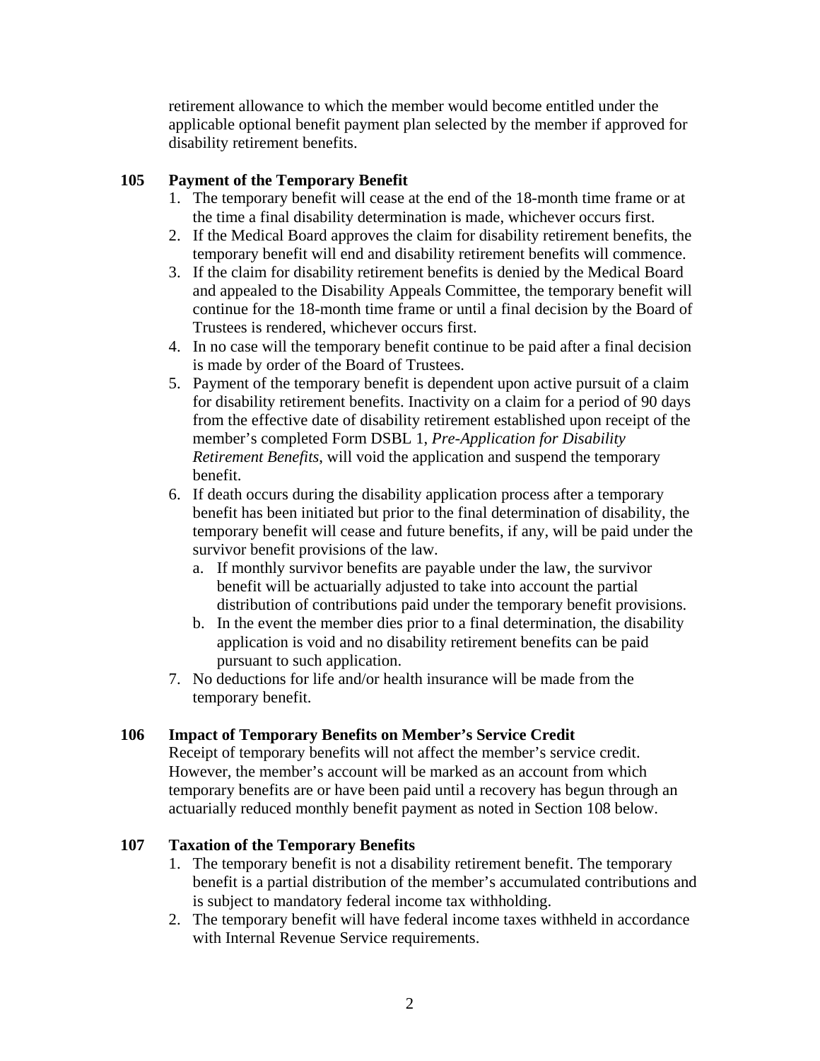retirement allowance to which the member would become entitled under the applicable optional benefit payment plan selected by the member if approved for disability retirement benefits.

### 105 Payment of the Temporary Benefit

1. The temporary benefit will cease at the end of the 18-month time frame or at the time a final disability determination is made, whichever occurs first.
2. If the Medical Board approves the claim for disability retirement benefits, the temporary benefit will end and disability retirement benefits will commence.
3. If the claim for disability retirement benefits is denied by the Medical Board and appealed to the Disability Appeals Committee, the temporary benefit will continue for the 18-month time frame or until a final decision by the Board of Trustees is rendered, whichever occurs first.
4. In no case will the temporary benefit continue to be paid after a final decision is made by order of the Board of Trustees.
5. Payment of the temporary benefit is dependent upon active pursuit of a claim for disability retirement benefits. Inactivity on a claim for a period of 90 days from the effective date of disability retirement established upon receipt of the member's completed Form DSBL 1, *Pre-Application for Disability Retirement Benefits*, will void the application and suspend the temporary benefit.
6. If death occurs during the disability application process after a temporary benefit has been initiated but prior to the final determination of disability, the temporary benefit will cease and future benefits, if any, will be paid under the survivor benefit provisions of the law.
   a. If monthly survivor benefits are payable under the law, the survivor benefit will be actuarially adjusted to take into account the partial distribution of contributions paid under the temporary benefit provisions.
   b. In the event the member dies prior to a final determination, the disability application is void and no disability retirement benefits can be paid pursuant to such application.
7. No deductions for life and/or health insurance will be made from the temporary benefit.

### 106 Impact of Temporary Benefits on Member's Service Credit

Receipt of temporary benefits will not affect the member's service credit. However, the member's account will be marked as an account from which temporary benefits are or have been paid until a recovery has begun through an actuarially reduced monthly benefit payment as noted in Section 108 below.

### 107 Taxation of the Temporary Benefits

1. The temporary benefit is not a disability retirement benefit. The temporary benefit is a partial distribution of the member's accumulated contributions and is subject to mandatory federal income tax withholding.
2. The temporary benefit will have federal income taxes withheld in accordance with Internal Revenue Service requirements.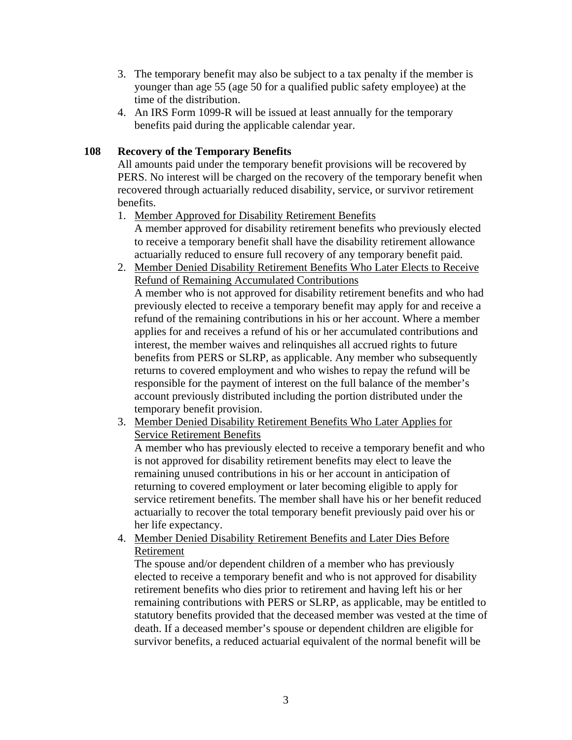3. The temporary benefit may also be subject to a tax penalty if the member is younger than age 55 (age 50 for a qualified public safety employee) at the time of the distribution.
4. An IRS Form 1099-R will be issued at least annually for the temporary benefits paid during the applicable calendar year.

### 108 Recovery of the Temporary Benefits

All amounts paid under the temporary benefit provisions will be recovered by PERS. No interest will be charged on the recovery of the temporary benefit when recovered through actuarially reduced disability, service, or survivor retirement benefits.

1. <u>Member Approved for Disability Retirement Benefits</u>
   A member approved for disability retirement benefits who previously elected to receive a temporary benefit shall have the disability retirement allowance actuarially reduced to ensure full recovery of any temporary benefit paid.
2. <u>Member Denied Disability Retirement Benefits Who Later Elects to Receive Refund of Remaining Accumulated Contributions</u>
   A member who is not approved for disability retirement benefits and who had previously elected to receive a temporary benefit may apply for and receive a refund of the remaining contributions in his or her account. Where a member applies for and receives a refund of his or her accumulated contributions and interest, the member waives and relinquishes all accrued rights to future benefits from PERS or SLRP, as applicable. Any member who subsequently returns to covered employment and who wishes to repay the refund will be responsible for the payment of interest on the full balance of the member's account previously distributed including the portion distributed under the temporary benefit provision.
3. <u>Member Denied Disability Retirement Benefits Who Later Applies for Service Retirement Benefits</u>
   A member who has previously elected to receive a temporary benefit and who is not approved for disability retirement benefits may elect to leave the remaining unused contributions in his or her account in anticipation of returning to covered employment or later becoming eligible to apply for service retirement benefits. The member shall have his or her benefit reduced actuarially to recover the total temporary benefit previously paid over his or her life expectancy.
4. <u>Member Denied Disability Retirement Benefits and Later Dies Before Retirement</u>
   The spouse and/or dependent children of a member who has previously elected to receive a temporary benefit and who is not approved for disability retirement benefits who dies prior to retirement and having left his or her remaining contributions with PERS or SLRP, as applicable, may be entitled to statutory benefits provided that the deceased member was vested at the time of death. If a deceased member's spouse or dependent children are eligible for survivor benefits, a reduced actuarial equivalent of the normal benefit will be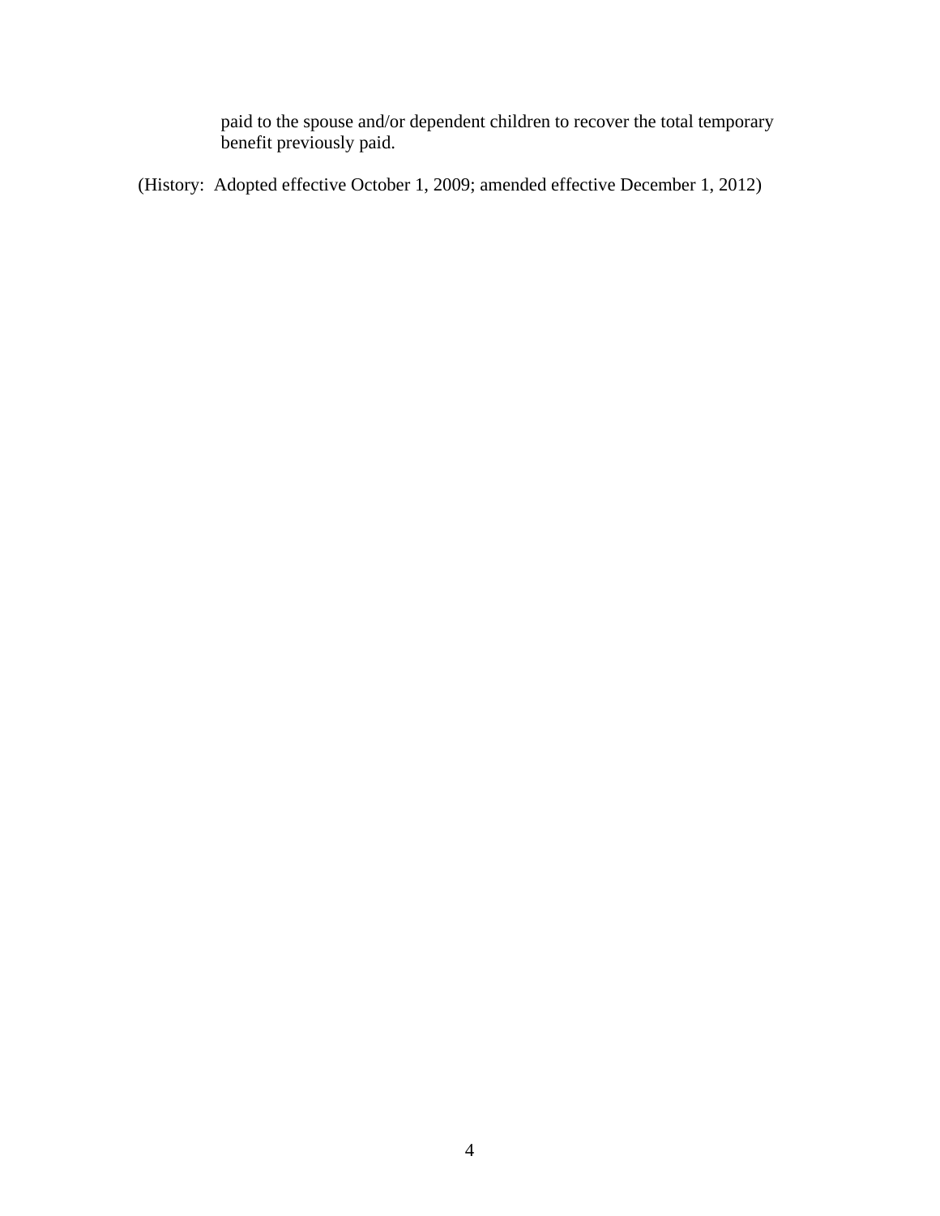paid to the spouse and/or dependent children to recover the total temporary benefit previously paid.

(History: Adopted effective October 1, 2009; amended effective December 1, 2012)